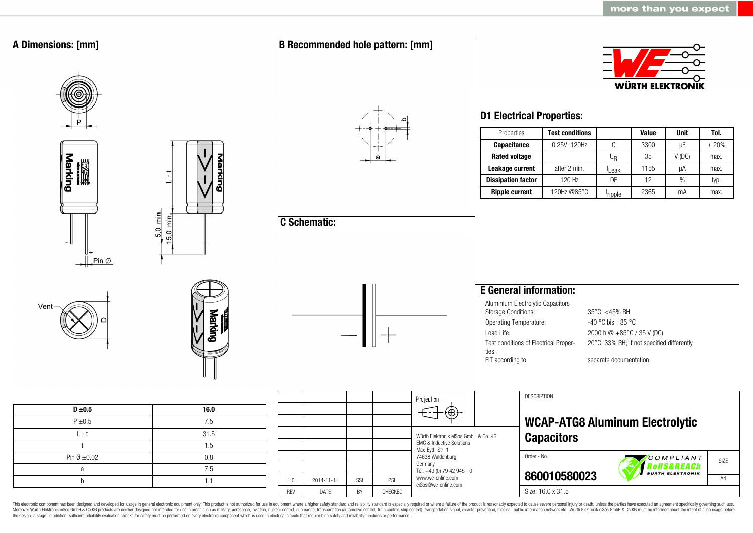## A Dimensions: [mm]

| D ±0.5 | 16.0 |
|---|---|
| P ±0.5 | 7.5 |
| L ±t | 31.5 |
| t | 1.5 |
| Pin Ø ±0.02 | 0.8 |
| a | 7.5 |
| b | 1.1 |

## B Recommended hole pattern: [mm]

## C Schematic:

## D1 Electrical Properties:

| Properties | Test conditions | | Value | Unit | Tol. |
|---|---|---|---|---|---|
| **Capacitance** | 0.25V; 120Hz | C | 3300 | µF | ± 20% |
| **Rated voltage** | | $U_R$ | 35 | V (DC) | max. |
| **Leakage current** | after 2 min. | $I_{Leak}$ | 1155 | µA | max. |
| **Dissipation factor** | 120 Hz | DF | 12 | % | typ. |
| **Ripple current** | 120Hz @85°C | $I_{ripple}$ | 2365 | mA | max. |

## E General information:

Aluminium Electrolytic Capacitors

| | |
|---|---|
| Storage Conditions: | 35°C, <45% RH |
| Operating Temperature: | -40 °C bis +85 °C |
| Load Life: | 2000 h @ +85°C / 35 V (DC) |
| Test conditions of Electrical Properties: | 20°C, 33% RH; if not specified differently |
| FIT according to | separate documentation |

| REV | DATE | BY | CHECKED |
|---|---|---|---|
| 1.0 | 2014-11-11 | SSt | PSL |

Würth Elektronik eiSos GmbH & Co. KG
EMC & Inductive Solutions
Max-Eyth-Str. 1
74638 Waldenburg
Germany
Tel. +49 (0) 79 42 945 - 0
www.we-online.com
eiSos@we-online.com

DESCRIPTION

**WCAP-ATG8 Aluminum Electrolytic Capacitors**

Order.- No.

**860010580023**

SIZE: A4

Size: 16.0 x 31.5

This electronic component has been designed and developed for usage in general electronic equipment only. This product is not authorized for use in equipment where a higher safety standard and reliability standard is especially required or where a failure of the product is reasonably expected to cause severe personal injury or death, unless the parties have executed an agreement specifically governing such use. Moreover Würth Elektronik eiSos GmbH & Co KG products are neither designed nor intended for use in areas such as military, aerospace, aviation, nuclear control, submarine, transportation (automotive control, train control, ship control), transportation signal, disaster prevention, medical, public information network etc.. Würth Elektronik eiSos GmbH & Co KG must be informed about the intent of such usage before the design-in stage. In addition, sufficient reliability evaluation checks for safety must be performed on every electronic component which is used in electrical circuits that require high safety and reliability functions or performance.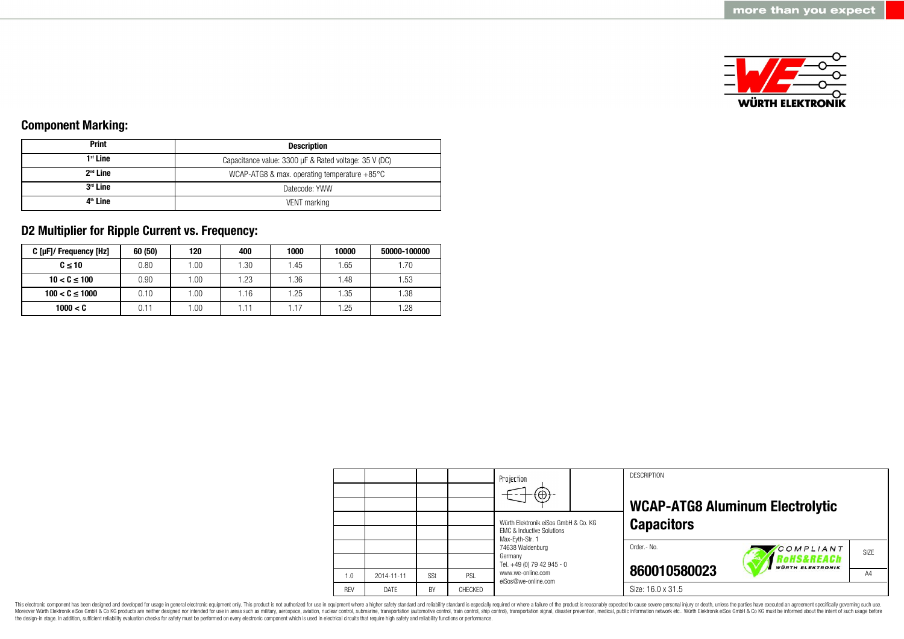## Component Marking:

| Print | Description |
|---|---|
| 1st Line | Capacitance value: 3300 µF & Rated voltage: 35 V (DC) |
| 2nd Line | WCAP-ATG8 & max. operating temperature +85°C |
| 3rd Line | Datecode: YWW |
| 4th Line | VENT marking |

## D2 Multiplier for Ripple Current vs. Frequency:

| C [µF]/ Frequency [Hz] | 60 (50) | 120 | 400 | 1000 | 10000 | 50000-100000 |
|---|---|---|---|---|---|---|
| C ≤ 10 | 0.80 | 1.00 | 1.30 | 1.45 | 1.65 | 1.70 |
| 10 < C ≤ 100 | 0.90 | 1.00 | 1.23 | 1.36 | 1.48 | 1.53 |
| 100 < C ≤ 1000 | 0.10 | 1.00 | 1.16 | 1.25 | 1.35 | 1.38 |
| 1000 < C | 0.11 | 1.00 | 1.11 | 1.17 | 1.25 | 1.28 |

| REV | DATE | BY | CHECKED |
|---|---|---|---|
| 1.0 | 2014-11-11 | SSt | PSL |

Würth Elektronik eiSos GmbH & Co. KG
EMC & Inductive Solutions
Max-Eyth-Str. 1
74638 Waldenburg
Germany
Tel. +49 (0) 79 42 945 - 0
www.we-online.com
eiSos@we-online.com

DESCRIPTION

**WCAP-ATG8 Aluminum Electrolytic Capacitors**

Order.- No.

**860010580023**

SIZE: A4

Size: 16.0 x 31.5

This electronic component has been designed and developed for usage in general electronic equipment only. This product is not authorized for use in equipment where a higher safety standard and reliability standard is especially required or where a failure of the product is reasonably expected to cause severe personal injury or death, unless the parties have executed an agreement specifically governing such use. Moreover Würth Elektronik eiSos GmbH & Co KG products are neither designed nor intended for use in areas such as military, aerospace, aviation, nuclear control, submarine, transportation (automotive control, train control, ship control), transportation signal, disaster prevention, medical, public information network etc.. Würth Elektronik eiSos GmbH & Co KG must be informed about the intent of such usage before the design-in stage. In addition, sufficient reliability evaluation checks for safety must be performed on every electronic component which is used in electrical circuits that require high safety and reliability functions or performance.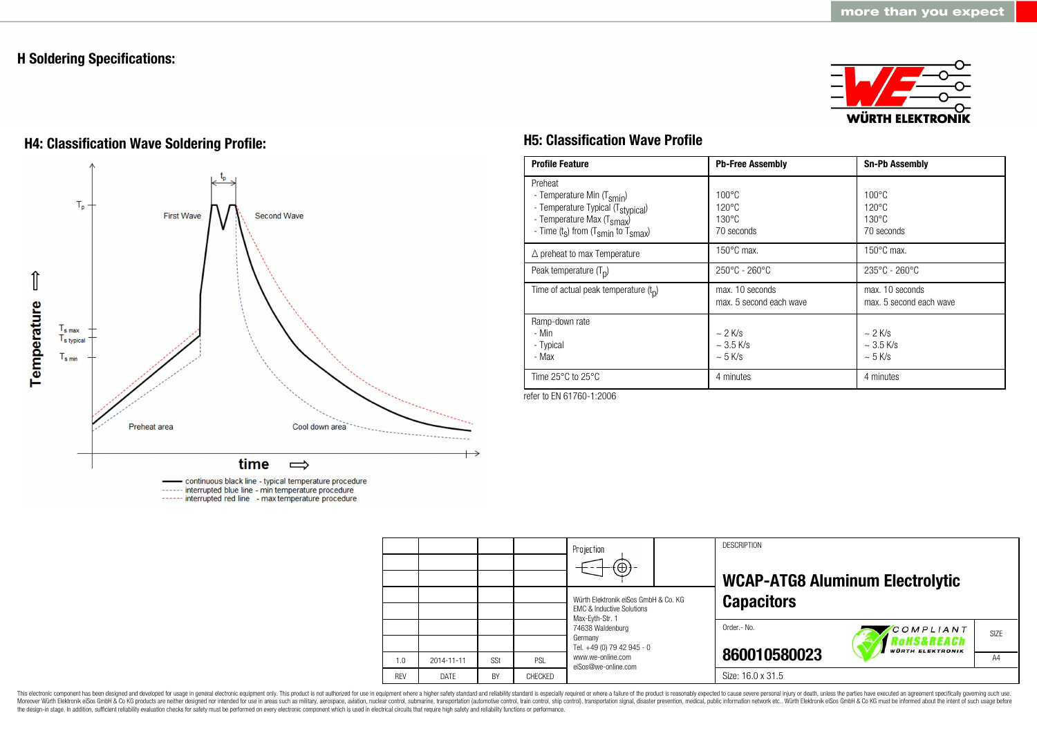# H Soldering Specifications:

## H4: Classification Wave Soldering Profile:

Temperature ⇧

$T_p$

$t_p$

First Wave

Second Wave

$T_{s\ max}$

$T_{s\ typical}$

$T_{s\ min}$

Preheat area

Cool down area

time ⇨

continuous black line - typical temperature procedure
interrupted blue line - min temperature procedure
interrupted red line - max temperature procedure

## H5: Classification Wave Profile

| Profile Feature | Pb-Free Assembly | Sn-Pb Assembly |
|---|---|---|
| Preheat<br>- Temperature Min ($T_{smin}$)<br>- Temperature Typical ($T_{stypical}$)<br>- Temperature Max ($T_{smax}$)<br>- Time ($t_s$) from ($T_{smin}$ to $T_{smax}$) | 100°C<br>120°C<br>130°C<br>70 seconds | 100°C<br>120°C<br>130°C<br>70 seconds |
| Δ preheat to max Temperature | 150°C max. | 150°C max. |
| Peak temperature ($T_p$) | 250°C - 260°C | 235°C - 260°C |
| Time of actual peak temperature ($t_p$) | max. 10 seconds<br>max. 5 second each wave | max. 10 seconds<br>max. 5 second each wave |
| Ramp-down rate<br>- Min<br>- Typical<br>- Max | ~ 2 K/s<br>~ 3.5 K/s<br>~ 5 K/s | ~ 2 K/s<br>~ 3.5 K/s<br>~ 5 K/s |
| Time 25°C to 25°C | 4 minutes | 4 minutes |

refer to EN 61760-1:2006

| | | | |
|---|---|---|---|
| 1.0 | 2014-11-11 | SSt | PSL |
| REV | DATE | BY | CHECKED |

Projection

Würth Elektronik eiSos GmbH & Co. KG
EMC & Inductive Solutions
Max-Eyth-Str. 1
74638 Waldenburg
Germany
Tel. +49 (0) 79 42 945 - 0
www.we-online.com
eiSos@we-online.com

DESCRIPTION

**WCAP-ATG8 Aluminum Electrolytic Capacitors**

Order.- No.

**860010580023**

COMPLIANT RoHS&REACh WÜRTH ELEKTRONIK

SIZE: A4

Size: 16.0 x 31.5

This electronic component has been designed and developed for usage in general electronic equipment only. This product is not authorized for use in equipment where a higher safety standard and reliability standard is especially required or where a failure of the product is reasonably expected to cause severe personal injury or death, unless the parties have executed an agreement specifically governing such use. Moreover Würth Elektronik eiSos GmbH & Co KG products are neither designed nor intended for use in areas such as military, aerospace, aviation, nuclear control, submarine, transportation (automotive control, train control, ship control), transportation signal, disaster prevention, medical, public information network etc.. Würth Elektronik eiSos GmbH & Co KG must be informed about the intent of such usage before the design-in stage. In addition, sufficient reliability evaluation checks for safety must be performed on every electronic component which is used in electrical circuits that require high safety and reliability functions or performance.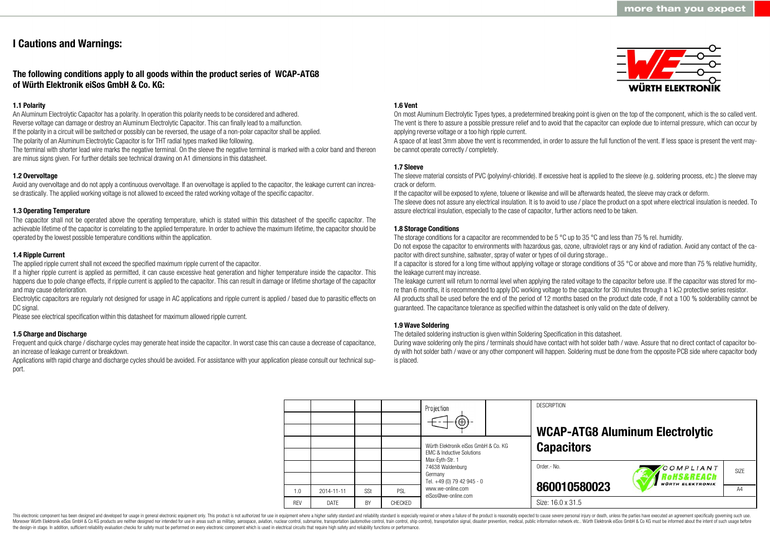# I Cautions and Warnings:

**The following conditions apply to all goods within the product series of WCAP-ATG8 of Würth Elektronik eiSos GmbH & Co. KG:**

### 1.1 Polarity

An Aluminum Electrolytic Capacitor has a polarity. In operation this polarity needs to be considered and adhered.
Reverse voltage can damage or destroy an Aluminum Electrolytic Capacitor. This can finally lead to a malfunction.
If the polarity in a circuit will be switched or possibly can be reversed, the usage of a non-polar capacitor shall be applied.
The polarity of an Aluminum Electrolytic Capacitor is for THT radial types marked like following.
The terminal with shorter lead wire marks the negative terminal. On the sleeve the negative terminal is marked with a color band and thereon are minus signs given. For further details see technical drawing on A1 dimensions in this datasheet.

### 1.2 Overvoltage

Avoid any overvoltage and do not apply a continuous overvoltage. If an overvoltage is applied to the capacitor, the leakage current can increase drastically. The applied working voltage is not allowed to exceed the rated working voltage of the specific capacitor.

### 1.3 Operating Temperature

The capacitor shall not be operated above the operating temperature, which is stated within this datasheet of the specific capacitor. The achievable lifetime of the capacitor is correlating to the applied temperature. In order to achieve the maximum lifetime, the capacitor should be operated by the lowest possible temperature conditions within the application.

### 1.4 Ripple Current

The applied ripple current shall not exceed the specified maximum ripple current of the capacitor.
If a higher ripple current is applied as permitted, it can cause excessive heat generation and higher temperature inside the capacitor. This happens due to pole change effects, if ripple current is applied to the capacitor. This can result in damage or lifetime shortage of the capacitor and may cause deterioration.
Electrolytic capacitors are regularly not designed for usage in AC applications and ripple current is applied / based due to parasitic effects on DC signal.
Please see electrical specification within this datasheet for maximum allowed ripple current.

### 1.5 Charge and Discharge

Frequent and quick charge / discharge cycles may generate heat inside the capacitor. In worst case this can cause a decrease of capacitance, an increase of leakage current or breakdown.
Applications with rapid charge and discharge cycles should be avoided. For assistance with your application please consult our technical support.

### 1.6 Vent

On most Aluminum Electrolytic Types types, a predetermined breaking point is given on the top of the component, which is the so called vent. The vent is there to assure a possible pressure relief and to avoid that the capacitor can explode due to internal pressure, which can occur by applying reverse voltage or a too high ripple current.
A space of at least 3mm above the vent is recommended, in order to assure the full function of the vent. If less space is present the vent maybe cannot operate correctly / completely.

### 1.7 Sleeve

The sleeve material consists of PVC (polyvinyl-chloride). If excessive heat is applied to the sleeve (e.g. soldering process, etc.) the sleeve may crack or deform.
If the capacitor will be exposed to xylene, toluene or likewise and will be afterwards heated, the sleeve may crack or deform.
The sleeve does not assure any electrical insulation. It is to avoid to use / place the product on a spot where electrical insulation is needed. To assure electrical insulation, especially to the case of capacitor, further actions need to be taken.

### 1.8 Storage Conditions

The storage conditions for a capacitor are recommended to be 5 °C up to 35 °C and less than 75 % rel. humidity.
Do not expose the capacitor to environments with hazardous gas, ozone, ultraviolet rays or any kind of radiation. Avoid any contact of the capacitor with direct sunshine, saltwater, spray of water or types of oil during storage..
If a capacitor is stored for a long time without applying voltage or storage conditions of 35 °C or above and more than 75 % relative humidity, the leakage current may increase.
The leakage current will return to normal level when applying the rated voltage to the capacitor before use. If the capacitor was stored for more than 6 months, it is recommended to apply DC working voltage to the capacitor for 30 minutes through a 1 kΩ protective series resistor.
All products shall be used before the end of the period of 12 months based on the product date code, if not a 100 % solderability cannot be guaranteed. The capacitance tolerance as specified within the datasheet is only valid on the date of delivery.

### 1.9 Wave Soldering

The detailed soldering instruction is given within Soldering Specification in this datasheet.
During wave soldering only the pins / terminals should have contact with hot solder bath / wave. Assure that no direct contact of capacitor body with hot solder bath / wave or any other component will happen. Soldering must be done from the opposite PCB side where capacitor body is placed.

| | | | | Projection | DESCRIPTION |
|---|---|---|---|---|---|
| | | | | | **WCAP-ATG8 Aluminum Electrolytic Capacitors** |
| | | | | Würth Elektronik eiSos GmbH & Co. KG, EMC & Inductive Solutions, Max-Eyth-Str. 1, 74638 Waldenburg, Germany, Tel. +49 (0) 79 42 945 - 0, www.we-online.com, eiSos@we-online.com | Order.- No. **860010580023** — SIZE A4 |
| 1.0 | 2014-11-11 | SSt | PSL | | |
| REV | DATE | BY | CHECKED | | Size: 16.0 x 31.5 |

This electronic component has been designed and developed for usage in general electronic equipment only. This product is not authorized for use in equipment where a higher safety standard and reliability standard is especially required or where a failure of the product is reasonably expected to cause severe personal injury or death, unless the parties have executed an agreement specifically governing such use. Moreover Würth Elektronik eiSos GmbH & Co KG products are neither designed nor intended for use in areas such as military, aerospace, aviation, nuclear control, submarine, transportation (automotive control, train control, ship control), transportation signal, disaster prevention, medical, public information network etc.. Würth Elektronik eiSos GmbH & Co KG must be informed about the intent of such usage before the design-in stage. In addition, sufficient reliability evaluation checks for safety must be performed on every electronic component which is used in electrical circuits that require high safety and reliability functions or performance.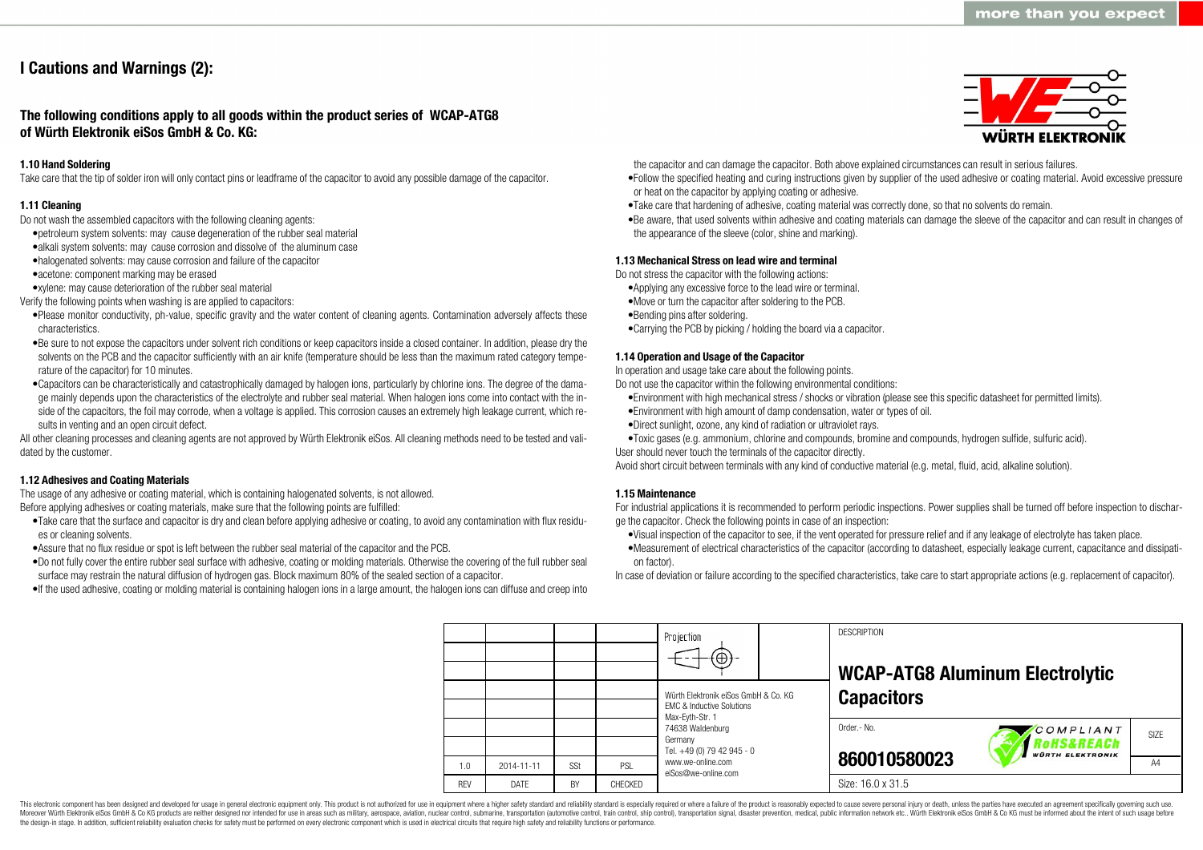# I Cautions and Warnings (2):

## The following conditions apply to all goods within the product series of WCAP-ATG8 of Würth Elektronik eiSos GmbH & Co. KG:

### 1.10 Hand Soldering

Take care that the tip of solder iron will only contact pins or leadframe of the capacitor to avoid any possible damage of the capacitor.

### 1.11 Cleaning

Do not wash the assembled capacitors with the following cleaning agents:

- petroleum system solvents: may cause degeneration of the rubber seal material
- alkali system solvents: may cause corrosion and dissolve of the aluminum case
- halogenated solvents: may cause corrosion and failure of the capacitor
- acetone: component marking may be erased
- xylene: may cause deterioration of the rubber seal material

Verify the following points when washing is are applied to capacitors:

- Please monitor conductivity, ph-value, specific gravity and the water content of cleaning agents. Contamination adversely affects these characteristics.
- Be sure to not expose the capacitors under solvent rich conditions or keep capacitors inside a closed container. In addition, please dry the solvents on the PCB and the capacitor sufficiently with an air knife (temperature should be less than the maximum rated category temperature of the capacitor) for 10 minutes.
- Capacitors can be characteristically and catastrophically damaged by halogen ions, particularly by chlorine ions. The degree of the damage mainly depends upon the characteristics of the electrolyte and rubber seal material. When halogen ions come into contact with the inside of the capacitors, the foil may corrode, when a voltage is applied. This corrosion causes an extremely high leakage current, which results in venting and an open circuit defect.

All other cleaning processes and cleaning agents are not approved by Würth Elektronik eiSos. All cleaning methods need to be tested and validated by the customer.

### 1.12 Adhesives and Coating Materials

The usage of any adhesive or coating material, which is containing halogenated solvents, is not allowed.

Before applying adhesives or coating materials, make sure that the following points are fulfilled:

- Take care that the surface and capacitor is dry and clean before applying adhesive or coating, to avoid any contamination with flux residues or cleaning solvents.
- Assure that no flux residue or spot is left between the rubber seal material of the capacitor and the PCB.
- Do not fully cover the entire rubber seal surface with adhesive, coating or molding materials. Otherwise the covering of the full rubber seal surface may restrain the natural diffusion of hydrogen gas. Block maximum 80% of the sealed section of a capacitor.
- If the used adhesive, coating or molding material is containing halogen ions in a large amount, the halogen ions can diffuse and creep into the capacitor and can damage the capacitor. Both above explained circumstances can result in serious failures.
- Follow the specified heating and curing instructions given by supplier of the used adhesive or coating material. Avoid excessive pressure or heat on the capacitor by applying coating or adhesive.
- Take care that hardening of adhesive, coating material was correctly done, so that no solvents do remain.
- Be aware, that used solvents within adhesive and coating materials can damage the sleeve of the capacitor and can result in changes of the appearance of the sleeve (color, shine and marking).

### 1.13 Mechanical Stress on lead wire and terminal

Do not stress the capacitor with the following actions:

- Applying any excessive force to the lead wire or terminal.
- Move or turn the capacitor after soldering to the PCB.
- Bending pins after soldering.
- Carrying the PCB by picking / holding the board via a capacitor.

### 1.14 Operation and Usage of the Capacitor

In operation and usage take care about the following points.

Do not use the capacitor within the following environmental conditions:

- Environment with high mechanical stress / shocks or vibration (please see this specific datasheet for permitted limits).
- Environment with high amount of damp condensation, water or types of oil.
- Direct sunlight, ozone, any kind of radiation or ultraviolet rays.
- Toxic gases (e.g. ammonium, chlorine and compounds, bromine and compounds, hydrogen sulfide, sulfuric acid).

User should never touch the terminals of the capacitor directly.

Avoid short circuit between terminals with any kind of conductive material (e.g. metal, fluid, acid, alkaline solution).

### 1.15 Maintenance

For industrial applications it is recommended to perform periodic inspections. Power supplies shall be turned off before inspection to discharge the capacitor. Check the following points in case of an inspection:

- Visual inspection of the capacitor to see, if the vent operated for pressure relief and if any leakage of electrolyte has taken place.
- Measurement of electrical characteristics of the capacitor (according to datasheet, especially leakage current, capacitance and dissipation factor).

In case of deviation or failure according to the specified characteristics, take care to start appropriate actions (e.g. replacement of capacitor).

| REV | DATE | BY | CHECKED |
|---|---|---|---|
| 1.0 | 2014-11-11 | SSt | PSL |

Würth Elektronik eiSos GmbH & Co. KG
EMC & Inductive Solutions
Max-Eyth-Str. 1
74638 Waldenburg
Germany
Tel. +49 (0) 79 42 945 - 0
www.we-online.com
eiSos@we-online.com

DESCRIPTION: **WCAP-ATG8 Aluminum Electrolytic Capacitors**

Order.- No. **860010580023**

SIZE: A4

Size: 16.0 x 31.5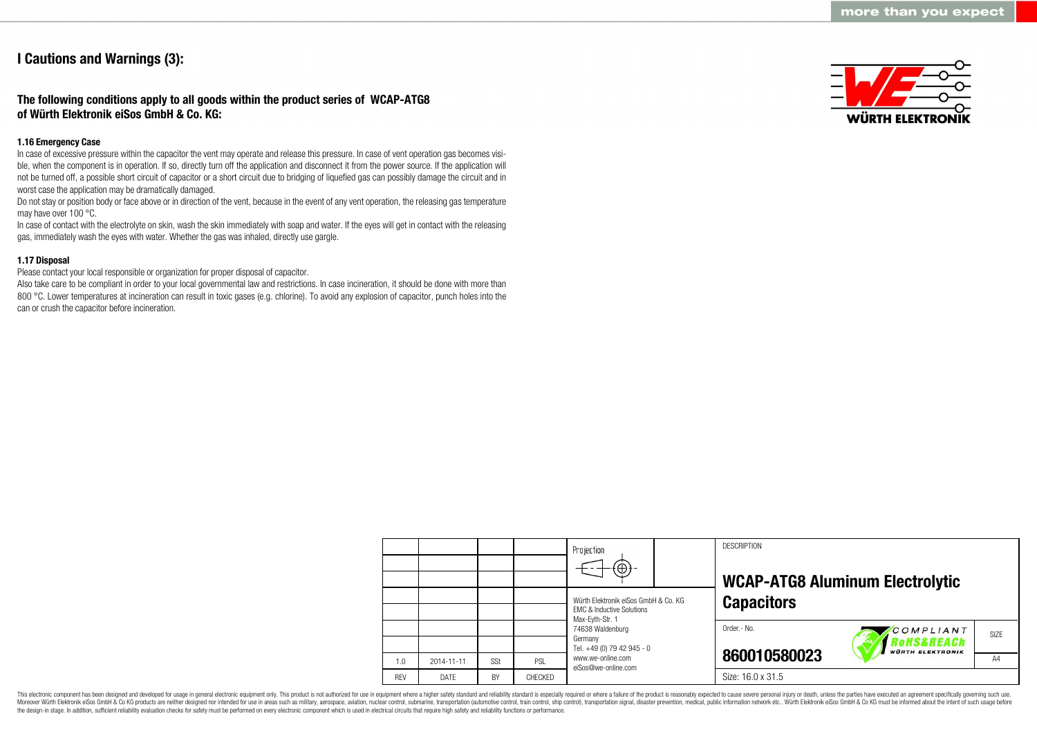# I Cautions and Warnings (3):

## The following conditions apply to all goods within the product series of WCAP-ATG8 of Würth Elektronik eiSos GmbH & Co. KG:

### 1.16 Emergency Case

In case of excessive pressure within the capacitor the vent may operate and release this pressure. In case of vent operation gas becomes visible, when the component is in operation. If so, directly turn off the application and disconnect it from the power source. If the application will not be turned off, a possible short circuit of capacitor or a short circuit due to bridging of liquefied gas can possibly damage the circuit and in worst case the application may be dramatically damaged.

Do not stay or position body or face above or in direction of the vent, because in the event of any vent operation, the releasing gas temperature may have over 100 °C.

In case of contact with the electrolyte on skin, wash the skin immediately with soap and water. If the eyes will get in contact with the releasing gas, immediately wash the eyes with water. Whether the gas was inhaled, directly use gargle.

### 1.17 Disposal

Please contact your local responsible or organization for proper disposal of capacitor.

Also take care to be compliant in order to your local governmental law and restrictions. In case incineration, it should be done with more than 800 °C. Lower temperatures at incineration can result in toxic gases (e.g. chlorine). To avoid any explosion of capacitor, punch holes into the can or crush the capacitor before incineration.

| REV | DATE | BY | CHECKED |
|---|---|---|---|
| 1.0 | 2014-11-11 | SSt | PSL |

Projection

Würth Elektronik eiSos GmbH & Co. KG
EMC & Inductive Solutions
Max-Eyth-Str. 1
74638 Waldenburg
Germany
Tel. +49 (0) 79 42 945 - 0
www.we-online.com
eiSos@we-online.com

DESCRIPTION

**WCAP-ATG8 Aluminum Electrolytic Capacitors**

Order.- No.

**860010580023**

COMPLIANT RoHS&REACh WÜRTH ELEKTRONIK

SIZE: A4

Size: 16.0 x 31.5

This electronic component has been designed and developed for usage in general electronic equipment only. This product is not authorized for use in equipment where a higher safety standard and reliability standard is especially required or where a failure of the product is reasonably expected to cause severe personal injury or death, unless the parties have executed an agreement specifically governing such use. Moreover Würth Elektronik eiSos GmbH & Co KG products are neither designed nor intended for use in areas such as military, aerospace, aviation, nuclear control, submarine, transportation (automotive control, train control, ship control), transportation signal, disaster prevention, medical, public information network etc.. Würth Elektronik eiSos GmbH & Co KG must be informed about the intent of such usage before the design-in stage. In addition, sufficient reliability evaluation checks for safety must be performed on every electronic component which is used in electrical circuits that require high safety and reliability functions or performance.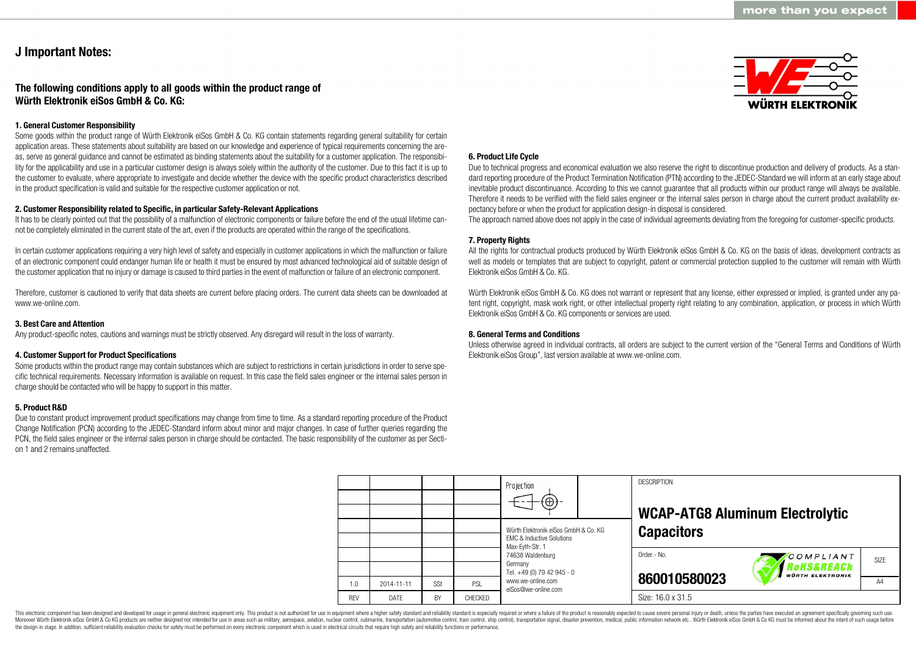## J Important Notes:

### The following conditions apply to all goods within the product range of Würth Elektronik eiSos GmbH & Co. KG:

**1. General Customer Responsibility**

Some goods within the product range of Würth Elektronik eiSos GmbH & Co. KG contain statements regarding general suitability for certain application areas. These statements about suitability are based on our knowledge and experience of typical requirements concerning the areas, serve as general guidance and cannot be estimated as binding statements about the suitability for a customer application. The responsibility for the applicability and use in a particular customer design is always solely within the authority of the customer. Due to this fact it is up to the customer to evaluate, where appropriate to investigate and decide whether the device with the specific product characteristics described in the product specification is valid and suitable for the respective customer application or not.

**2. Customer Responsibility related to Specific, in particular Safety-Relevant Applications**

It has to be clearly pointed out that the possibility of a malfunction of electronic components or failure before the end of the usual lifetime cannot be completely eliminated in the current state of the art, even if the products are operated within the range of the specifications.

In certain customer applications requiring a very high level of safety and especially in customer applications in which the malfunction or failure of an electronic component could endanger human life or health it must be ensured by most advanced technological aid of suitable design of the customer application that no injury or damage is caused to third parties in the event of malfunction or failure of an electronic component.

Therefore, customer is cautioned to verify that data sheets are current before placing orders. The current data sheets can be downloaded at www.we-online.com.

**3. Best Care and Attention**

Any product-specific notes, cautions and warnings must be strictly observed. Any disregard will result in the loss of warranty.

**4. Customer Support for Product Specifications**

Some products within the product range may contain substances which are subject to restrictions in certain jurisdictions in order to serve specific technical requirements. Necessary information is available on request. In this case the field sales engineer or the internal sales person in charge should be contacted who will be happy to support in this matter.

**5. Product R&D**

Due to constant product improvement product specifications may change from time to time. As a standard reporting procedure of the Product Change Notification (PCN) according to the JEDEC-Standard inform about minor and major changes. In case of further queries regarding the PCN, the field sales engineer or the internal sales person in charge should be contacted. The basic responsibility of the customer as per Section 1 and 2 remains unaffected.

**6. Product Life Cycle**

Due to technical progress and economical evaluation we also reserve the right to discontinue production and delivery of products. As a standard reporting procedure of the Product Termination Notification (PTN) according to the JEDEC-Standard we will inform at an early stage about inevitable product discontinuance. According to this we cannot guarantee that all products within our product range will always be available. Therefore it needs to be verified with the field sales engineer or the internal sales person in charge about the current product availability expectancy before or when the product for application design-in disposal is considered.

The approach named above does not apply in the case of individual agreements deviating from the foregoing for customer-specific products.

**7. Property Rights**

All the rights for contractual products produced by Würth Elektronik eiSos GmbH & Co. KG on the basis of ideas, development contracts as well as models or templates that are subject to copyright, patent or commercial protection supplied to the customer will remain with Würth Elektronik eiSos GmbH & Co. KG.

Würth Elektronik eiSos GmbH & Co. KG does not warrant or represent that any license, either expressed or implied, is granted under any patent right, copyright, mask work right, or other intellectual property right relating to any combination, application, or process in which Würth Elektronik eiSos GmbH & Co. KG components or services are used.

**8. General Terms and Conditions**

Unless otherwise agreed in individual contracts, all orders are subject to the current version of the "General Terms and Conditions of Würth Elektronik eiSos Group", last version available at www.we-online.com.

| | | | | | |
|---|---|---|---|---|---|
| | | | | Projection | DESCRIPTION |
| | | | | Würth Elektronik eiSos GmbH & Co. KG<br>EMC & Inductive Solutions<br>Max-Eyth-Str. 1<br>74638 Waldenburg<br>Germany<br>Tel. +49 (0) 79 42 945 - 0<br>www.we-online.com<br>eiSos@we-online.com | **WCAP-ATG8 Aluminum Electrolytic Capacitors** |
| 1.0 | 2014-11-11 | SSt | PSL | | Order.- No. **860010580023** — COMPLIANT RoHS&REACh WÜRTH ELEKTRONIK — SIZE A4 |
| REV | DATE | BY | CHECKED | | Size: 16.0 x 31.5 |

This electronic component has been designed and developed for usage in general electronic equipment only. This product is not authorized for use in equipment where a higher safety standard and reliability standard is especially required or where a failure of the product is reasonably expected to cause severe personal injury or death, unless the parties have executed an agreement specifically governing such use. Moreover Würth Elektronik eiSos GmbH & Co KG products are neither designed nor intended for use in areas such as military, aerospace, aviation, nuclear control, submarine, transportation (automotive control, train control, ship control), transportation signal, disaster prevention, medical, public information network etc.. Würth Elektronik eiSos GmbH & Co KG must be informed about the intent of such usage before the design-in stage. In addition, sufficient reliability evaluation checks for safety must be performed on every electronic component which is used in electrical circuits that require high safety and reliability functions or performance.